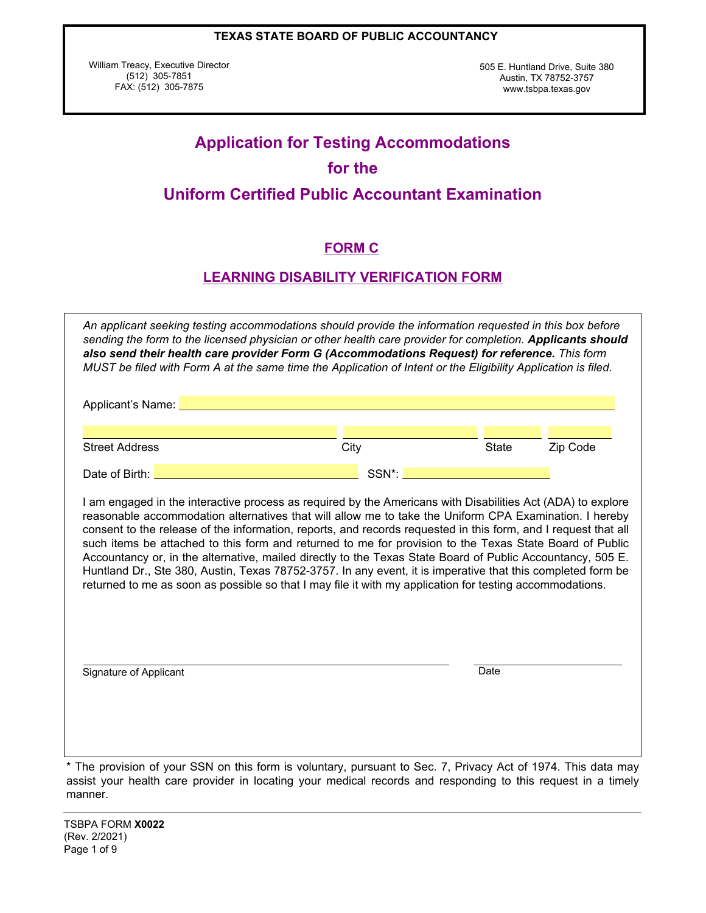**TEXAS STATE BOARD OF PUBLIC ACCOUNTANCY**

William Treacy, Executive Director
(512) 305-7851
FAX: (512) 305-7875

505 E. Huntland Drive, Suite 380
Austin, TX 78752-3757
www.tsbpa.texas.gov

# Application for Testing Accommodations for the Uniform Certified Public Accountant Examination

## FORM C

## LEARNING DISABILITY VERIFICATION FORM

*An applicant seeking testing accommodations should provide the information requested in this box before sending the form to the licensed physician or other health care provider for completion.* ***Applicants should also send their health care provider Form G (Accommodations Request) for reference.*** *This form MUST be filed with Form A at the same time the Application of Intent or the Eligibility Application is filed.*

Applicant's Name: ______________________________

______________________________ ______________ ________ ________
Street Address City State Zip Code

Date of Birth: ______________________ SSN*: ______________________

I am engaged in the interactive process as required by the Americans with Disabilities Act (ADA) to explore reasonable accommodation alternatives that will allow me to take the Uniform CPA Examination. I hereby consent to the release of the information, reports, and records requested in this form, and I request that all such items be attached to this form and returned to me for provision to the Texas State Board of Public Accountancy or, in the alternative, mailed directly to the Texas State Board of Public Accountancy, 505 E. Huntland Dr., Ste 380, Austin, Texas 78752-3757. In any event, it is imperative that this completed form be returned to me as soon as possible so that I may file it with my application for testing accommodations.

______________________________ ______________
Signature of Applicant Date

\* The provision of your SSN on this form is voluntary, pursuant to Sec. 7, Privacy Act of 1974. This data may assist your health care provider in locating your medical records and responding to this request in a timely manner.

TSBPA FORM **X0022**
(Rev. 2/2021)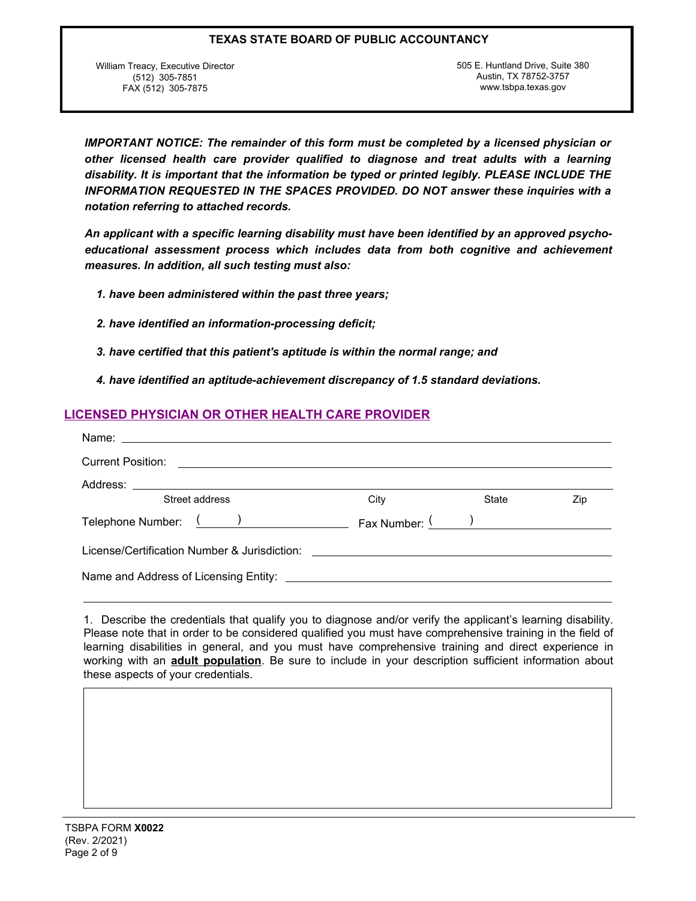**TEXAS STATE BOARD OF PUBLIC ACCOUNTANCY**

William Treacy, Executive Director
(512) 305-7851
FAX (512) 305-7875

505 E. Huntland Drive, Suite 380
Austin, TX 78752-3757
www.tsbpa.texas.gov

***IMPORTANT NOTICE: The remainder of this form must be completed by a licensed physician or other licensed health care provider qualified to diagnose and treat adults with a learning disability. It is important that the information be typed or printed legibly. PLEASE INCLUDE THE INFORMATION REQUESTED IN THE SPACES PROVIDED. DO NOT answer these inquiries with a notation referring to attached records.***

***An applicant with a specific learning disability must have been identified by an approved psycho-educational assessment process which includes data from both cognitive and achievement measures. In addition, all such testing must also:***

1. ***have been administered within the past three years;***
2. ***have identified an information-processing deficit;***
3. ***have certified that this patient's aptitude is within the normal range; and***
4. ***have identified an aptitude-achievement discrepancy of 1.5 standard deviations.***

## LICENSED PHYSICIAN OR OTHER HEALTH CARE PROVIDER

Name: ______________________________

Current Position: ______________________________

Address: ______________________________
Street address | City | State | Zip

Telephone Number: ( ) ______________ Fax Number: ( ) ______________

License/Certification Number & Jurisdiction: ______________________________

Name and Address of Licensing Entity: ______________________________

______________________________

1. Describe the credentials that qualify you to diagnose and/or verify the applicant's learning disability. Please note that in order to be considered qualified you must have comprehensive training in the field of learning disabilities in general, and you must have comprehensive training and direct experience in working with an **adult population**. Be sure to include in your description sufficient information about these aspects of your credentials.

TSBPA FORM **X0022**
(Rev. 2/2021)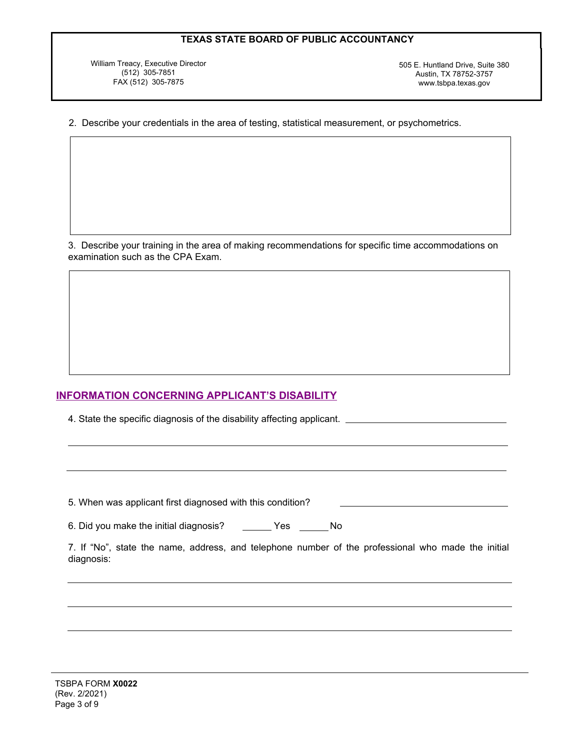**TEXAS STATE BOARD OF PUBLIC ACCOUNTANCY**

William Treacy, Executive Director
(512) 305-7851
FAX (512) 305-7875

505 E. Huntland Drive, Suite 380
Austin, TX 78752-3757
www.tsbpa.texas.gov

2. Describe your credentials in the area of testing, statistical measurement, or psychometrics.

| |
|---|
| |

3. Describe your training in the area of making recommendations for specific time accommodations on examination such as the CPA Exam.

| |
|---|
| |

## INFORMATION CONCERNING APPLICANT'S DISABILITY

4. State the specific diagnosis of the disability affecting applicant. ______________________________

__________________________________________________________________________

__________________________________________________________________________

5. When was applicant first diagnosed with this condition? ______________________________

6. Did you make the initial diagnosis? ______ Yes ______ No

7. If "No", state the name, address, and telephone number of the professional who made the initial diagnosis:

__________________________________________________________________________

__________________________________________________________________________

__________________________________________________________________________

TSBPA FORM **X0022**
(Rev. 2/2021)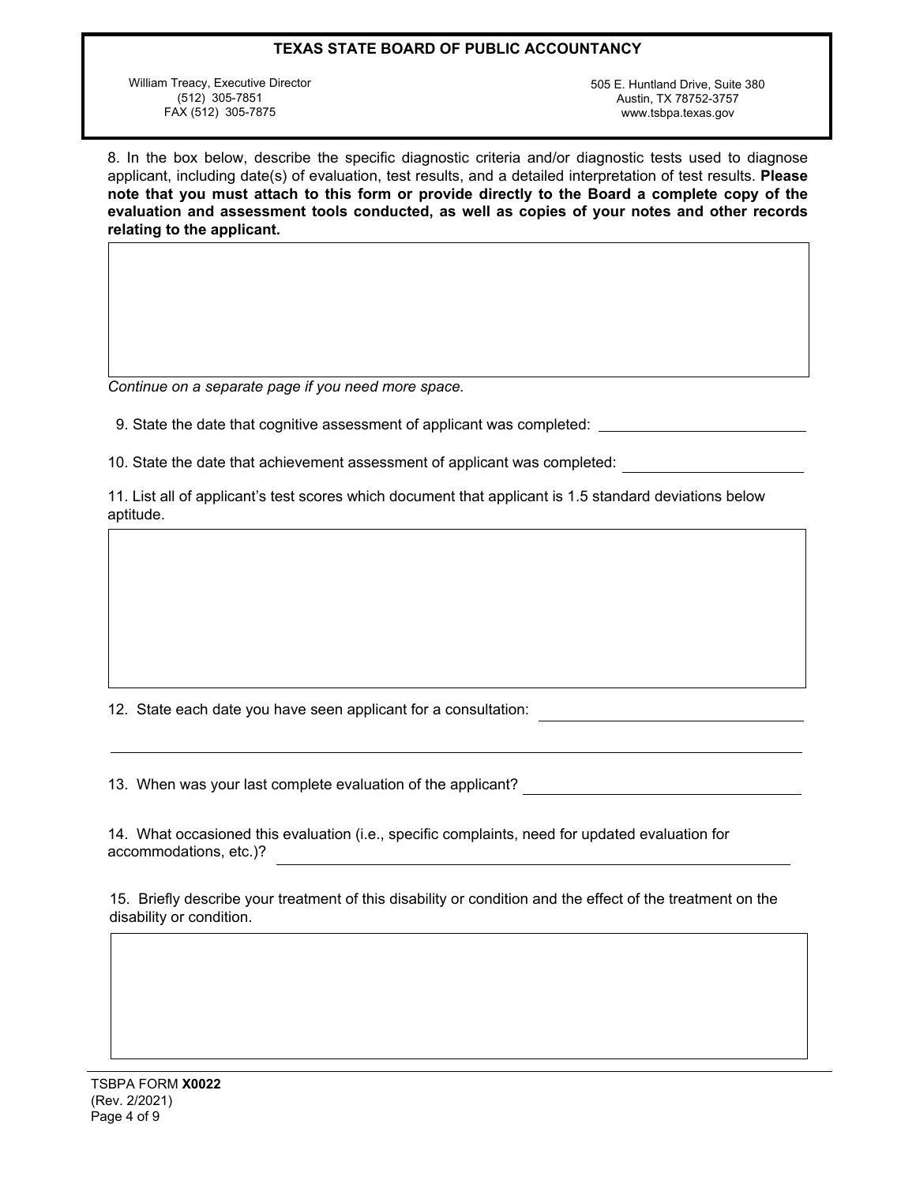**TEXAS STATE BOARD OF PUBLIC ACCOUNTANCY**

William Treacy, Executive Director
(512) 305-7851
FAX (512) 305-7875

505 E. Huntland Drive, Suite 380
Austin, TX 78752-3757
www.tsbpa.texas.gov

8. In the box below, describe the specific diagnostic criteria and/or diagnostic tests used to diagnose applicant, including date(s) of evaluation, test results, and a detailed interpretation of test results. **Please note that you must attach to this form or provide directly to the Board a complete copy of the evaluation and assessment tools conducted, as well as copies of your notes and other records relating to the applicant.**

| |
|---|
| |

*Continue on a separate page if you need more space.*

9. State the date that cognitive assessment of applicant was completed: ____________________

10. State the date that achievement assessment of applicant was completed: ____________________

11. List all of applicant's test scores which document that applicant is 1.5 standard deviations below aptitude.

| |
|---|
| |

12. State each date you have seen applicant for a consultation: ____________________

____________________________________________________________

13. When was your last complete evaluation of the applicant? ____________________

14. What occasioned this evaluation (i.e., specific complaints, need for updated evaluation for accommodations, etc.)? ____________________

15. Briefly describe your treatment of this disability or condition and the effect of the treatment on the disability or condition.

| |
|---|
| |

TSBPA FORM **X0022**
(Rev. 2/2021)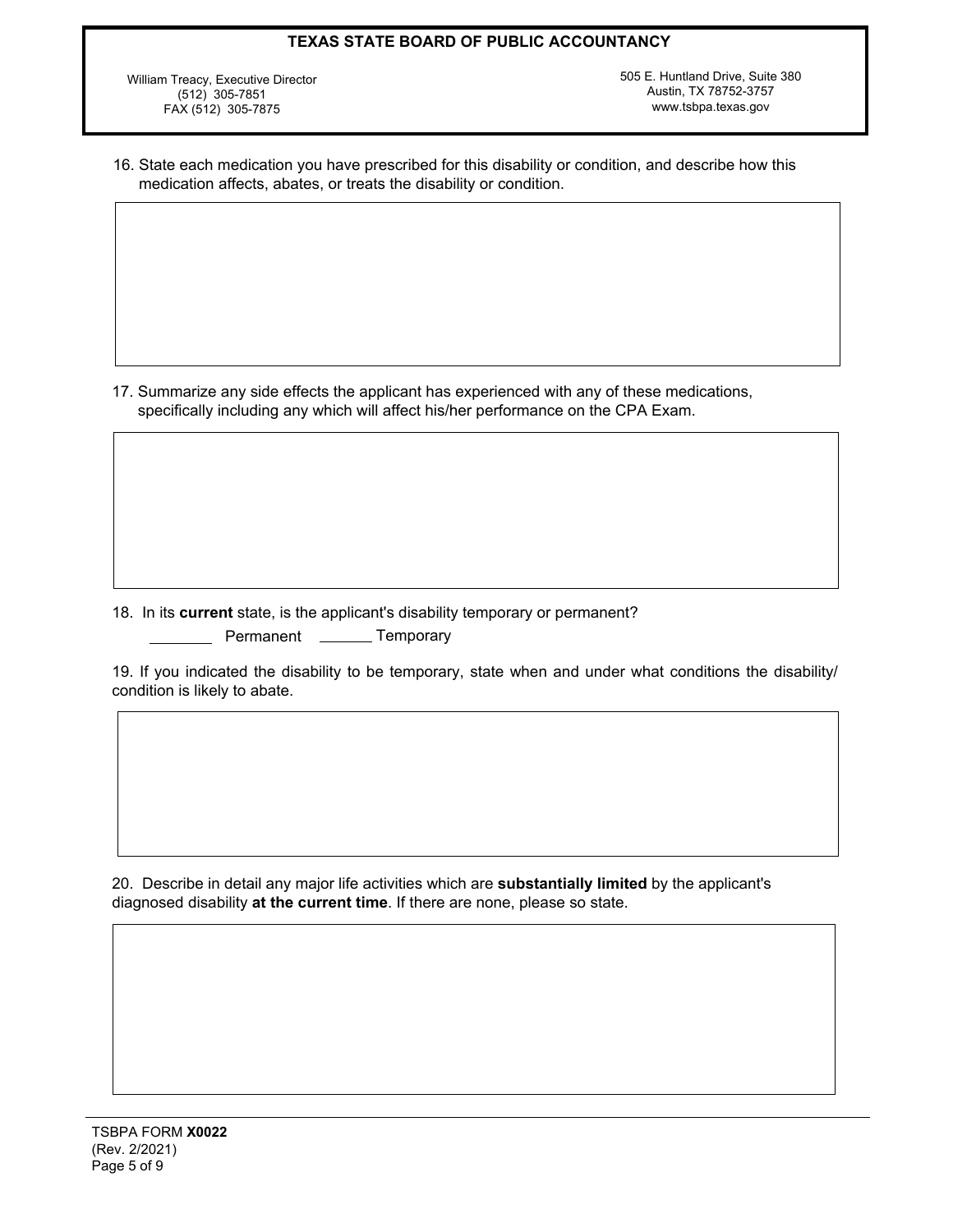**TEXAS STATE BOARD OF PUBLIC ACCOUNTANCY**

William Treacy, Executive Director
(512) 305-7851
FAX (512) 305-7875

505 E. Huntland Drive, Suite 380
Austin, TX 78752-3757
www.tsbpa.texas.gov

16. State each medication you have prescribed for this disability or condition, and describe how this medication affects, abates, or treats the disability or condition.

17. Summarize any side effects the applicant has experienced with any of these medications, specifically including any which will affect his/her performance on the CPA Exam.

18. In its **current** state, is the applicant's disability temporary or permanent?

_______ Permanent _______ Temporary

19. If you indicated the disability to be temporary, state when and under what conditions the disability/ condition is likely to abate.

20. Describe in detail any major life activities which are **substantially limited** by the applicant's diagnosed disability **at the current time**. If there are none, please so state.

TSBPA FORM **X0022**
(Rev. 2/2021)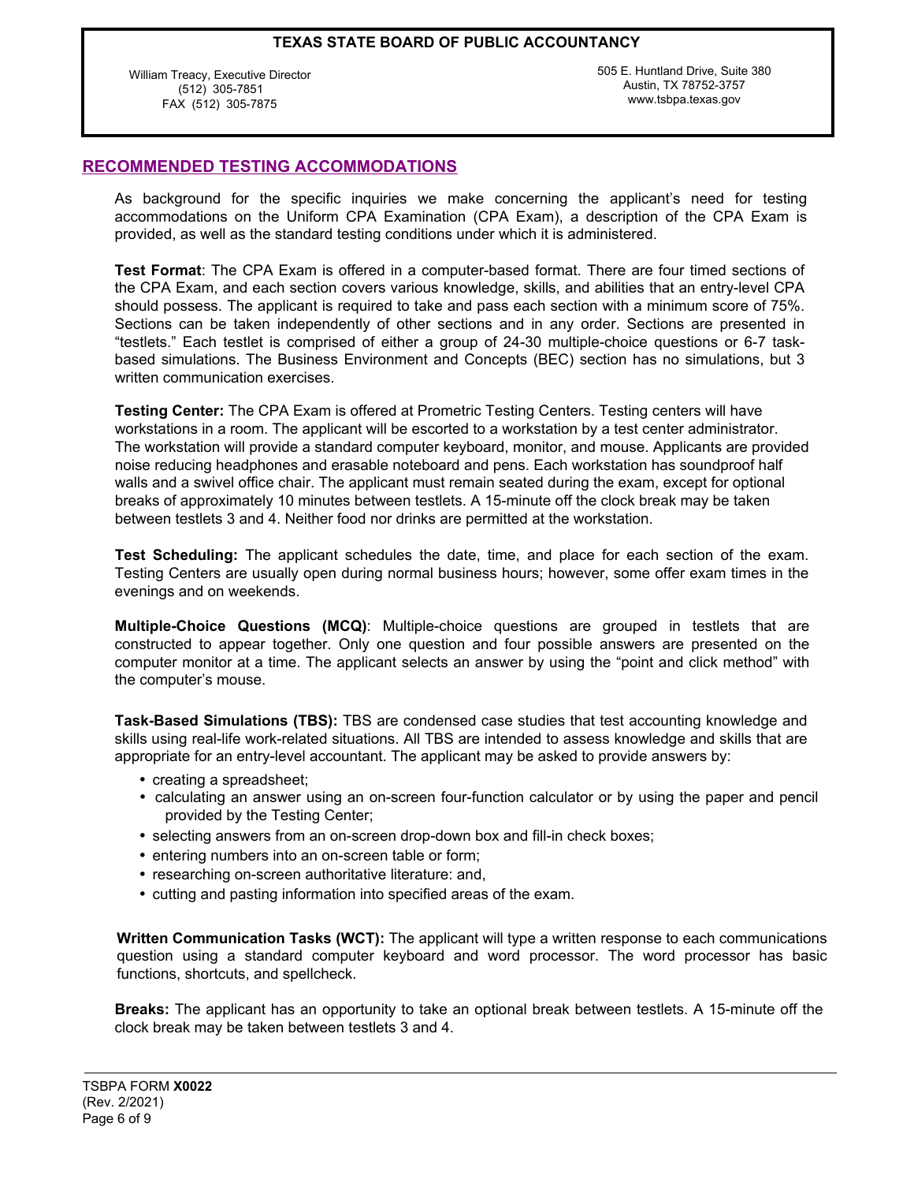**TEXAS STATE BOARD OF PUBLIC ACCOUNTANCY**

William Treacy, Executive Director
(512) 305-7851
FAX (512) 305-7875

505 E. Huntland Drive, Suite 380
Austin, TX 78752-3757
www.tsbpa.texas.gov

## RECOMMENDED TESTING ACCOMMODATIONS

As background for the specific inquiries we make concerning the applicant's need for testing accommodations on the Uniform CPA Examination (CPA Exam), a description of the CPA Exam is provided, as well as the standard testing conditions under which it is administered.

**Test Format**: The CPA Exam is offered in a computer-based format. There are four timed sections of the CPA Exam, and each section covers various knowledge, skills, and abilities that an entry-level CPA should possess. The applicant is required to take and pass each section with a minimum score of 75%. Sections can be taken independently of other sections and in any order. Sections are presented in "testlets." Each testlet is comprised of either a group of 24-30 multiple-choice questions or 6-7 task-based simulations. The Business Environment and Concepts (BEC) section has no simulations, but 3 written communication exercises.

**Testing Center:** The CPA Exam is offered at Prometric Testing Centers. Testing centers will have workstations in a room. The applicant will be escorted to a workstation by a test center administrator. The workstation will provide a standard computer keyboard, monitor, and mouse. Applicants are provided noise reducing headphones and erasable noteboard and pens. Each workstation has soundproof half walls and a swivel office chair. The applicant must remain seated during the exam, except for optional breaks of approximately 10 minutes between testlets. A 15-minute off the clock break may be taken between testlets 3 and 4. Neither food nor drinks are permitted at the workstation.

**Test Scheduling:** The applicant schedules the date, time, and place for each section of the exam. Testing Centers are usually open during normal business hours; however, some offer exam times in the evenings and on weekends.

**Multiple-Choice Questions (MCQ)**: Multiple-choice questions are grouped in testlets that are constructed to appear together. Only one question and four possible answers are presented on the computer monitor at a time. The applicant selects an answer by using the "point and click method" with the computer's mouse.

**Task-Based Simulations (TBS):** TBS are condensed case studies that test accounting knowledge and skills using real-life work-related situations. All TBS are intended to assess knowledge and skills that are appropriate for an entry-level accountant. The applicant may be asked to provide answers by:

- creating a spreadsheet;
- calculating an answer using an on-screen four-function calculator or by using the paper and pencil provided by the Testing Center;
- selecting answers from an on-screen drop-down box and fill-in check boxes;
- entering numbers into an on-screen table or form;
- researching on-screen authoritative literature: and,
- cutting and pasting information into specified areas of the exam.

**Written Communication Tasks (WCT):** The applicant will type a written response to each communications question using a standard computer keyboard and word processor. The word processor has basic functions, shortcuts, and spellcheck.

**Breaks:** The applicant has an opportunity to take an optional break between testlets. A 15-minute off the clock break may be taken between testlets 3 and 4.

TSBPA FORM **X0022**
(Rev. 2/2021)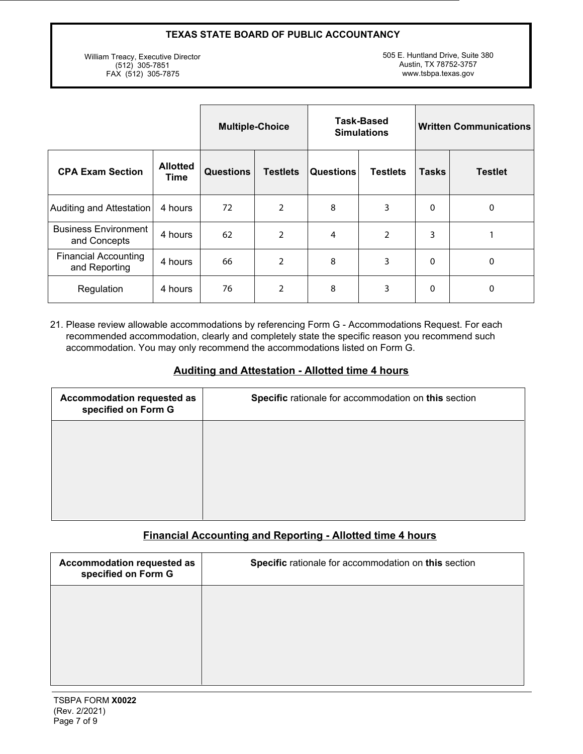**TEXAS STATE BOARD OF PUBLIC ACCOUNTANCY**

William Treacy, Executive Director
(512) 305-7851
FAX (512) 305-7875

505 E. Huntland Drive, Suite 380
Austin, TX 78752-3757
www.tsbpa.texas.gov

| | | Multiple-Choice | | Task-Based Simulations | | Written Communications | |
|---|---|---|---|---|---|---|---|
| **CPA Exam Section** | **Allotted Time** | **Questions** | **Testlets** | **Questions** | **Testlets** | **Tasks** | **Testlet** |
| Auditing and Attestation | 4 hours | 72 | 2 | 8 | 3 | 0 | 0 |
| Business Environment and Concepts | 4 hours | 62 | 2 | 4 | 2 | 3 | 1 |
| Financial Accounting and Reporting | 4 hours | 66 | 2 | 8 | 3 | 0 | 0 |
| Regulation | 4 hours | 76 | 2 | 8 | 3 | 0 | 0 |

21. Please review allowable accommodations by referencing Form G - Accommodations Request. For each recommended accommodation, clearly and completely state the specific reason you recommend such accommodation. You may only recommend the accommodations listed on Form G.

## Auditing and Attestation - Allotted time 4 hours

| Accommodation requested as specified on Form G | **Specific** rationale for accommodation on **this** section |
|---|---|
| | |

## Financial Accounting and Reporting - Allotted time 4 hours

| Accommodation requested as specified on Form G | **Specific** rationale for accommodation on **this** section |
|---|---|
| | |

TSBPA FORM **X0022**
(Rev. 2/2021)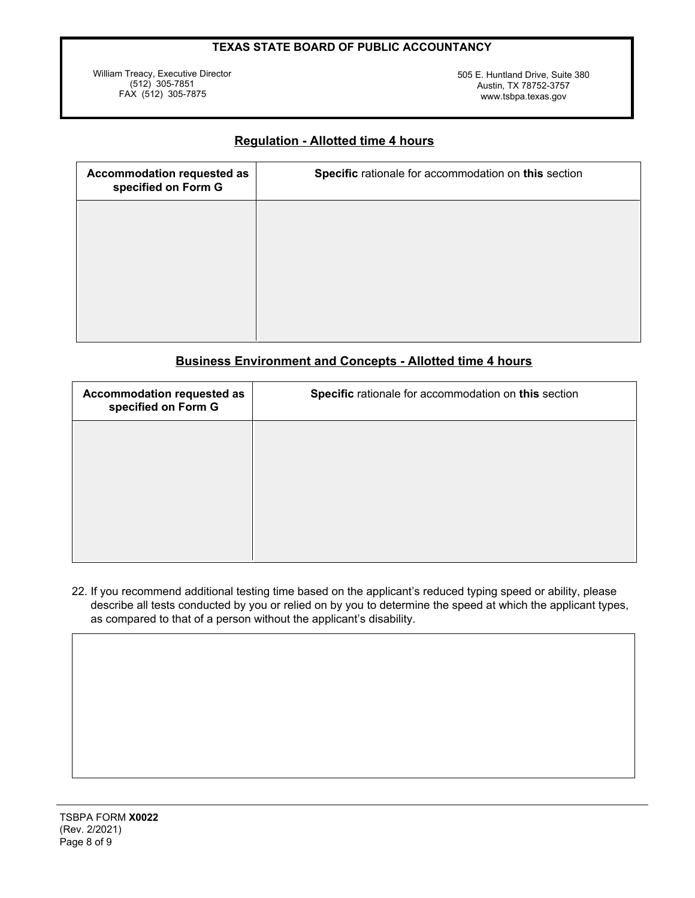**TEXAS STATE BOARD OF PUBLIC ACCOUNTANCY**

William Treacy, Executive Director
(512) 305-7851
FAX (512) 305-7875

505 E. Huntland Drive, Suite 380
Austin, TX 78752-3757
www.tsbpa.texas.gov

## Regulation - Allotted time 4 hours

| Accommodation requested as specified on Form G | **Specific** rationale for accommodation on **this** section |
|---|---|
| | |

## Business Environment and Concepts - Allotted time 4 hours

| Accommodation requested as specified on Form G | **Specific** rationale for accommodation on **this** section |
|---|---|
| | |

22. If you recommend additional testing time based on the applicant's reduced typing speed or ability, please describe all tests conducted by you or relied on by you to determine the speed at which the applicant types, as compared to that of a person without the applicant's disability.

TSBPA FORM **X0022**
(Rev. 2/2021)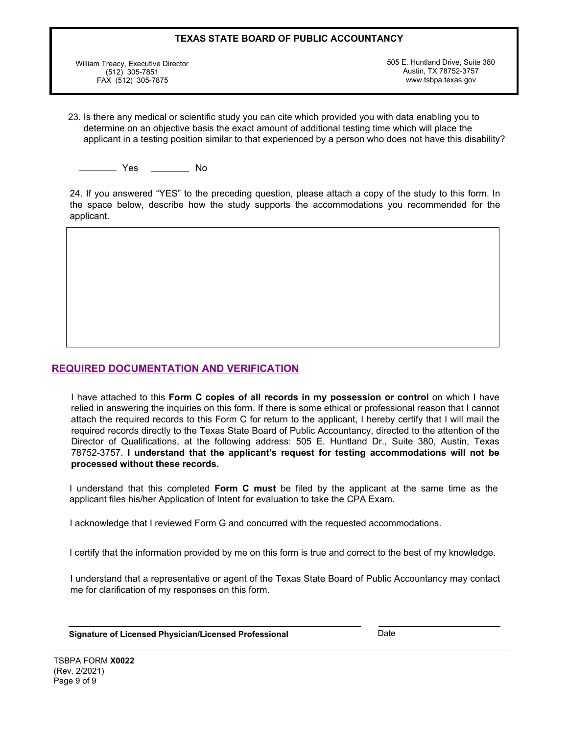**TEXAS STATE BOARD OF PUBLIC ACCOUNTANCY**

William Treacy, Executive Director
(512) 305-7851
FAX (512) 305-7875

505 E. Huntland Drive, Suite 380
Austin, TX 78752-3757
www.tsbpa.texas.gov

23. Is there any medical or scientific study you can cite which provided you with data enabling you to determine on an objective basis the exact amount of additional testing time which will place the applicant in a testing position similar to that experienced by a person who does not have this disability?

\_\_\_\_\_\_\_\_ Yes \_\_\_\_\_\_\_\_ No

24. If you answered "YES" to the preceding question, please attach a copy of the study to this form. In the space below, describe how the study supports the accommodations you recommended for the applicant.

| |
|---|
| |

## REQUIRED DOCUMENTATION AND VERIFICATION

I have attached to this **Form C copies of all records in my possession or control** on which I have relied in answering the inquiries on this form. If there is some ethical or professional reason that I cannot attach the required records to this Form C for return to the applicant, I hereby certify that I will mail the required records directly to the Texas State Board of Public Accountancy, directed to the attention of the Director of Qualifications, at the following address: 505 E. Huntland Dr., Suite 380, Austin, Texas 78752-3757. **I understand that the applicant's request for testing accommodations will not be processed without these records.**

I understand that this completed **Form C must** be filed by the applicant at the same time as the applicant files his/her Application of Intent for evaluation to take the CPA Exam.

I acknowledge that I reviewed Form G and concurred with the requested accommodations.

I certify that the information provided by me on this form is true and correct to the best of my knowledge.

I understand that a representative or agent of the Texas State Board of Public Accountancy may contact me for clarification of my responses on this form.

\_\_\_\_\_\_\_\_\_\_\_\_\_\_\_\_\_\_\_\_\_\_\_\_\_\_\_\_\_\_\_\_\_\_\_\_\_\_\_\_ \_\_\_\_\_\_\_\_\_\_\_\_\_\_\_\_\_\_\_\_
**Signature of Licensed Physician/Licensed Professional** Date

TSBPA FORM **X0022**
(Rev. 2/2021)